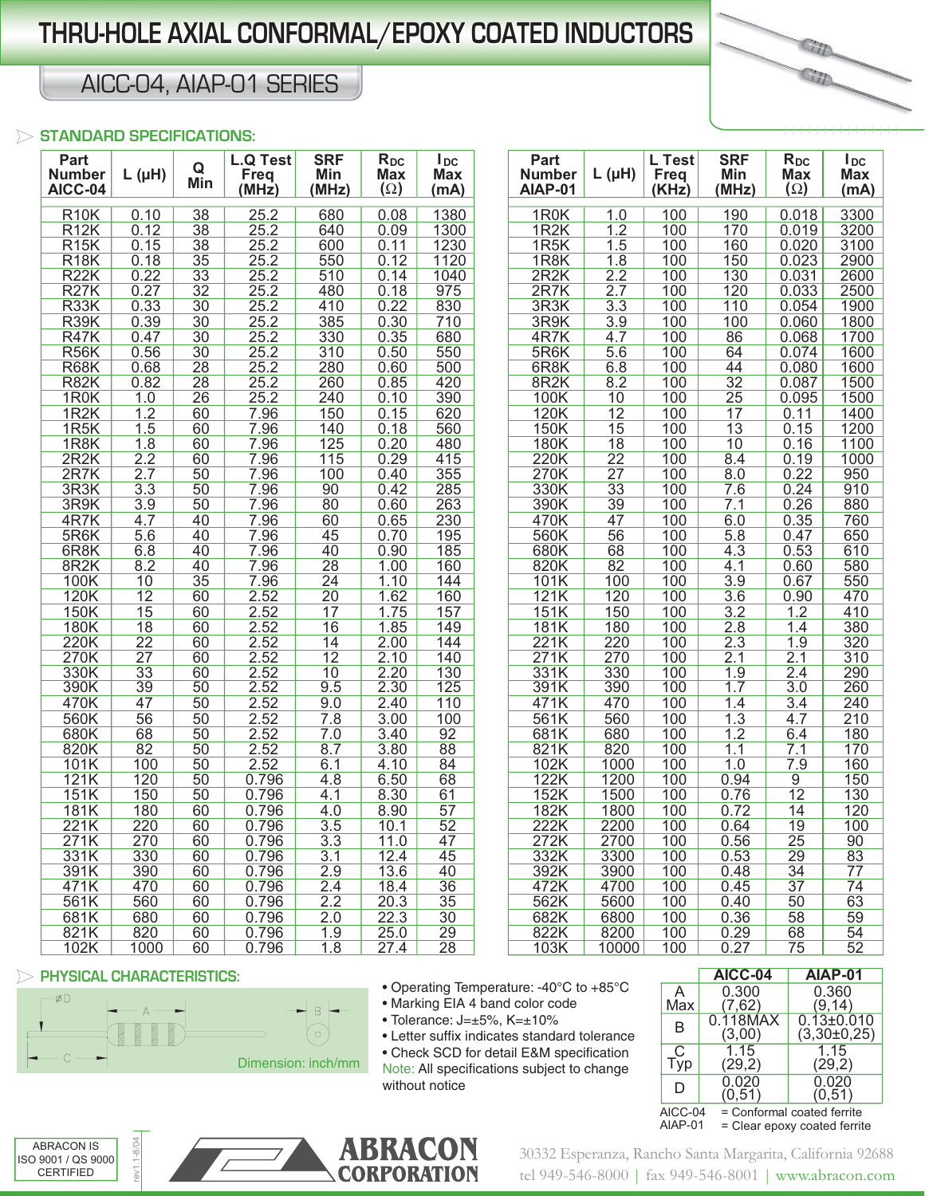# THRU-HOLE AXIAL CONFORMAL/EPOXY COATED INDUCTORS

## AICC-04, AIAP-01 SERIES

### STANDARD SPECIFICATIONS:

| Part Number AICC-04 | L (µH) | Q Min | L.Q Test Freq (MHz) | SRF Min (MHz) | $R_{DC}$ Max (Ω) | $I_{DC}$ Max (mA) |
|---|---|---|---|---|---|---|
| R10K | 0.10 | 38 | 25.2 | 680 | 0.08 | 1380 |
| R12K | 0.12 | 38 | 25.2 | 640 | 0.09 | 1300 |
| R15K | 0.15 | 38 | 25.2 | 600 | 0.11 | 1230 |
| R18K | 0.18 | 35 | 25.2 | 550 | 0.12 | 1120 |
| R22K | 0.22 | 33 | 25.2 | 510 | 0.14 | 1040 |
| R27K | 0.27 | 32 | 25.2 | 480 | 0.18 | 975 |
| R33K | 0.33 | 30 | 25.2 | 410 | 0.22 | 830 |
| R39K | 0.39 | 30 | 25.2 | 385 | 0.30 | 710 |
| R47K | 0.47 | 30 | 25.2 | 330 | 0.35 | 680 |
| R56K | 0.56 | 30 | 25.2 | 310 | 0.50 | 550 |
| R68K | 0.68 | 28 | 25.2 | 280 | 0.60 | 500 |
| R82K | 0.82 | 28 | 25.2 | 260 | 0.85 | 420 |
| 1R0K | 1.0 | 26 | 25.2 | 240 | 0.10 | 390 |
| 1R2K | 1.2 | 60 | 7.96 | 150 | 0.15 | 620 |
| 1R5K | 1.5 | 60 | 7.96 | 140 | 0.18 | 560 |
| 1R8K | 1.8 | 60 | 7.96 | 125 | 0.20 | 480 |
| 2R2K | 2.2 | 60 | 7.96 | 115 | 0.29 | 415 |
| 2R7K | 2.7 | 50 | 7.96 | 100 | 0.40 | 355 |
| 3R3K | 3.3 | 50 | 7.96 | 90 | 0.42 | 285 |
| 3R9K | 3.9 | 50 | 7.96 | 80 | 0.60 | 263 |
| 4R7K | 4.7 | 40 | 7.96 | 60 | 0.65 | 230 |
| 5R6K | 5.6 | 40 | 7.96 | 45 | 0.70 | 195 |
| 6R8K | 6.8 | 40 | 7.96 | 40 | 0.90 | 185 |
| 8R2K | 8.2 | 40 | 7.96 | 28 | 1.00 | 160 |
| 100K | 10 | 35 | 7.96 | 24 | 1.10 | 144 |
| 120K | 12 | 60 | 2.52 | 20 | 1.62 | 160 |
| 150K | 15 | 60 | 2.52 | 17 | 1.75 | 157 |
| 180K | 18 | 60 | 2.52 | 16 | 1.85 | 149 |
| 220K | 22 | 60 | 2.52 | 14 | 2.00 | 144 |
| 270K | 27 | 60 | 2.52 | 12 | 2.10 | 140 |
| 330K | 33 | 60 | 2.52 | 10 | 2.20 | 130 |
| 390K | 39 | 50 | 2.52 | 9.5 | 2.30 | 125 |
| 470K | 47 | 50 | 2.52 | 9.0 | 2.40 | 110 |
| 560K | 56 | 50 | 2.52 | 7.8 | 3.00 | 100 |
| 680K | 68 | 50 | 2.52 | 7.0 | 3.40 | 92 |
| 820K | 82 | 50 | 2.52 | 8.7 | 3.80 | 88 |
| 101K | 100 | 50 | 2.52 | 6.1 | 4.10 | 84 |
| 121K | 120 | 50 | 0.796 | 4.8 | 6.50 | 68 |
| 151K | 150 | 50 | 0.796 | 4.1 | 8.30 | 61 |
| 181K | 180 | 60 | 0.796 | 4.0 | 8.90 | 57 |
| 221K | 220 | 60 | 0.796 | 3.5 | 10.1 | 52 |
| 271K | 270 | 60 | 0.796 | 3.3 | 11.0 | 47 |
| 331K | 330 | 60 | 0.796 | 3.1 | 12.4 | 45 |
| 391K | 390 | 60 | 0.796 | 2.9 | 13.6 | 40 |
| 471K | 470 | 60 | 0.796 | 2.4 | 18.4 | 36 |
| 561K | 560 | 60 | 0.796 | 2.2 | 20.3 | 35 |
| 681K | 680 | 60 | 0.796 | 2.0 | 22.3 | 30 |
| 821K | 820 | 60 | 0.796 | 1.9 | 25.0 | 29 |
| 102K | 1000 | 60 | 0.796 | 1.8 | 27.4 | 28 |

| Part Number AIAP-01 | L (µH) | L Test Freq (KHz) | SRF Min (MHz) | $R_{DC}$ Max (Ω) | $I_{DC}$ Max (mA) |
|---|---|---|---|---|---|
| 1R0K | 1.0 | 100 | 190 | 0.018 | 3300 |
| 1R2K | 1.2 | 100 | 170 | 0.019 | 3200 |
| 1R5K | 1.5 | 100 | 160 | 0.020 | 3100 |
| 1R8K | 1.8 | 100 | 150 | 0.023 | 2900 |
| 2R2K | 2.2 | 100 | 130 | 0.031 | 2600 |
| 2R7K | 2.7 | 100 | 120 | 0.033 | 2500 |
| 3R3K | 3.3 | 100 | 110 | 0.054 | 1900 |
| 3R9K | 3.9 | 100 | 100 | 0.060 | 1800 |
| 4R7K | 4.7 | 100 | 86 | 0.068 | 1700 |
| 5R6K | 5.6 | 100 | 64 | 0.074 | 1600 |
| 6R8K | 6.8 | 100 | 44 | 0.080 | 1600 |
| 8R2K | 8.2 | 100 | 32 | 0.087 | 1500 |
| 100K | 10 | 100 | 25 | 0.095 | 1500 |
| 120K | 12 | 100 | 17 | 0.11 | 1400 |
| 150K | 15 | 100 | 13 | 0.15 | 1200 |
| 180K | 18 | 100 | 10 | 0.16 | 1100 |
| 220K | 22 | 100 | 8.4 | 0.19 | 1000 |
| 270K | 27 | 100 | 8.0 | 0.22 | 950 |
| 330K | 33 | 100 | 7.6 | 0.24 | 910 |
| 390K | 39 | 100 | 7.1 | 0.26 | 880 |
| 470K | 47 | 100 | 6.0 | 0.35 | 760 |
| 560K | 56 | 100 | 5.8 | 0.47 | 650 |
| 680K | 68 | 100 | 4.3 | 0.53 | 610 |
| 820K | 82 | 100 | 4.1 | 0.60 | 580 |
| 101K | 100 | 100 | 3.9 | 0.67 | 550 |
| 121K | 120 | 100 | 3.6 | 0.90 | 470 |
| 151K | 150 | 100 | 3.2 | 1.2 | 410 |
| 181K | 180 | 100 | 2.8 | 1.4 | 380 |
| 221K | 220 | 100 | 2.3 | 1.9 | 320 |
| 271K | 270 | 100 | 2.1 | 2.1 | 310 |
| 331K | 330 | 100 | 1.9 | 2.4 | 290 |
| 391K | 390 | 100 | 1.7 | 3.0 | 260 |
| 471K | 470 | 100 | 1.4 | 3.4 | 240 |
| 561K | 560 | 100 | 1.3 | 4.7 | 210 |
| 681K | 680 | 100 | 1.2 | 6.4 | 180 |
| 821K | 820 | 100 | 1.1 | 7.1 | 170 |
| 102K | 1000 | 100 | 1.0 | 7.9 | 160 |
| 122K | 1200 | 100 | 0.94 | 9 | 150 |
| 152K | 1500 | 100 | 0.76 | 12 | 130 |
| 182K | 1800 | 100 | 0.72 | 14 | 120 |
| 222K | 2200 | 100 | 0.64 | 19 | 100 |
| 272K | 2700 | 100 | 0.56 | 25 | 90 |
| 332K | 3300 | 100 | 0.53 | 29 | 83 |
| 392K | 3900 | 100 | 0.48 | 34 | 77 |
| 472K | 4700 | 100 | 0.45 | 37 | 74 |
| 562K | 5600 | 100 | 0.40 | 50 | 63 |
| 682K | 6800 | 100 | 0.36 | 58 | 59 |
| 822K | 8200 | 100 | 0.29 | 68 | 54 |
| 103K | 10000 | 100 | 0.27 | 75 | 52 |

### PHYSICAL CHARACTERISTICS:

Dimension: inch/mm

- Operating Temperature: -40°C to +85°C
- Marking EIA 4 band color code
- Tolerance: J=±5%, K=±10%
- Letter suffix indicates standard tolerance
- Check SCD for detail E&M specification

Note: All specifications subject to change without notice

| | AICC-04 | AIAP-01 |
|---|---|---|
| A Max | 0.300 (7,62) | 0.360 (9,14) |
| B | 0.118MAX (3,00) | 0.13±0.010 (3,30±0,25) |
| C Typ | 1.15 (29,2) | 1.15 (29,2) |
| D | 0.020 (0,51) | 0.020 (0,51) |

AICC-04 = Conformal coated ferrite
AIAP-01 = Clear epoxy coated ferrite

ABRACON IS ISO 9001 / QS 9000 CERTIFIED

rev11-8/04

ABRACON CORPORATION

30332 Esperanza, Rancho Santa Margarita, California 92688
tel 949-546-8000 | fax 949-546-8001 | www.abracon.com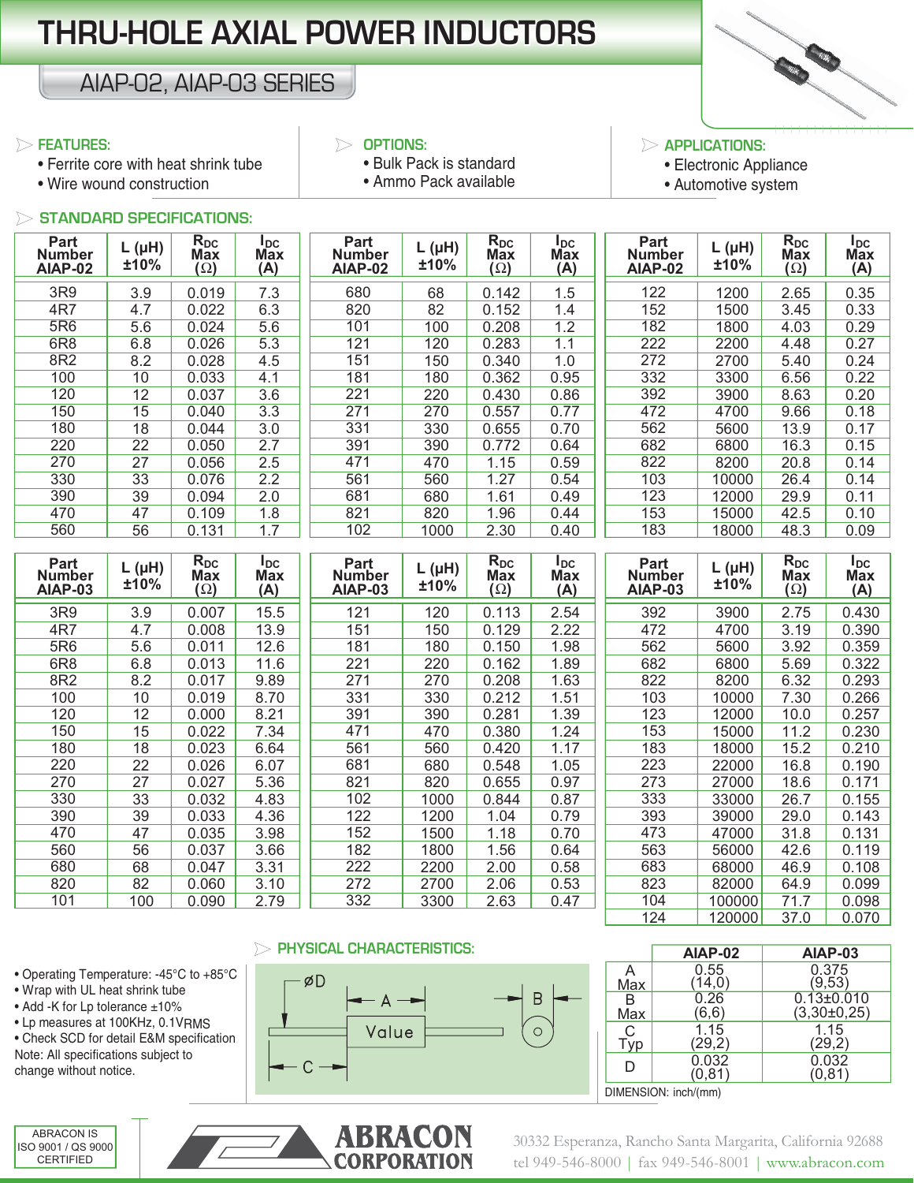# THRU-HOLE AXIAL POWER INDUCTORS

## AIAP-02, AIAP-03 SERIES

**FEATURES:**
- Ferrite core with heat shrink tube
- Wire wound construction

**OPTIONS:**
- Bulk Pack is standard
- Ammo Pack available

**APPLICATIONS:**
- Electronic Appliance
- Automotive system

## STANDARD SPECIFICATIONS:

| Part Number AIAP-02 | L (µH) ±10% | $R_{DC}$ Max (Ω) | $I_{DC}$ Max (A) |
|---|---|---|---|
| 3R9 | 3.9 | 0.019 | 7.3 |
| 4R7 | 4.7 | 0.022 | 6.3 |
| 5R6 | 5.6 | 0.024 | 5.6 |
| 6R8 | 6.8 | 0.026 | 5.3 |
| 8R2 | 8.2 | 0.028 | 4.5 |
| 100 | 10 | 0.033 | 4.1 |
| 120 | 12 | 0.037 | 3.6 |
| 150 | 15 | 0.040 | 3.3 |
| 180 | 18 | 0.044 | 3.0 |
| 220 | 22 | 0.050 | 2.7 |
| 270 | 27 | 0.056 | 2.5 |
| 330 | 33 | 0.076 | 2.2 |
| 390 | 39 | 0.094 | 2.0 |
| 470 | 47 | 0.109 | 1.8 |
| 560 | 56 | 0.131 | 1.7 |
| 680 | 68 | 0.142 | 1.5 |
| 820 | 82 | 0.152 | 1.4 |
| 101 | 100 | 0.208 | 1.2 |
| 121 | 120 | 0.283 | 1.1 |
| 151 | 150 | 0.340 | 1.0 |
| 181 | 180 | 0.362 | 0.95 |
| 221 | 220 | 0.430 | 0.86 |
| 271 | 270 | 0.557 | 0.77 |
| 331 | 330 | 0.655 | 0.70 |
| 391 | 390 | 0.772 | 0.64 |
| 471 | 470 | 1.15 | 0.59 |
| 561 | 560 | 1.27 | 0.54 |
| 681 | 680 | 1.61 | 0.49 |
| 821 | 820 | 1.96 | 0.44 |
| 102 | 1000 | 2.30 | 0.40 |
| 122 | 1200 | 2.65 | 0.35 |
| 152 | 1500 | 3.45 | 0.33 |
| 182 | 1800 | 4.03 | 0.29 |
| 222 | 2200 | 4.48 | 0.27 |
| 272 | 2700 | 5.40 | 0.24 |
| 332 | 3300 | 6.56 | 0.22 |
| 392 | 3900 | 8.63 | 0.20 |
| 472 | 4700 | 9.66 | 0.18 |
| 562 | 5600 | 13.9 | 0.17 |
| 682 | 6800 | 16.3 | 0.15 |
| 822 | 8200 | 20.8 | 0.14 |
| 103 | 10000 | 26.4 | 0.14 |
| 123 | 12000 | 29.9 | 0.11 |
| 153 | 15000 | 42.5 | 0.10 |
| 183 | 18000 | 48.3 | 0.09 |

| Part Number AIAP-03 | L (µH) ±10% | $R_{DC}$ Max (Ω) | $I_{DC}$ Max (A) |
|---|---|---|---|
| 3R9 | 3.9 | 0.007 | 15.5 |
| 4R7 | 4.7 | 0.008 | 13.9 |
| 5R6 | 5.6 | 0.011 | 12.6 |
| 6R8 | 6.8 | 0.013 | 11.6 |
| 8R2 | 8.2 | 0.017 | 9.89 |
| 100 | 10 | 0.019 | 8.70 |
| 120 | 12 | 0.000 | 8.21 |
| 150 | 15 | 0.022 | 7.34 |
| 180 | 18 | 0.023 | 6.64 |
| 220 | 22 | 0.026 | 6.07 |
| 270 | 27 | 0.027 | 5.36 |
| 330 | 33 | 0.032 | 4.83 |
| 390 | 39 | 0.033 | 4.36 |
| 470 | 47 | 0.035 | 3.98 |
| 560 | 56 | 0.037 | 3.66 |
| 680 | 68 | 0.047 | 3.31 |
| 820 | 82 | 0.060 | 3.10 |
| 101 | 100 | 0.090 | 2.79 |
| 121 | 120 | 0.113 | 2.54 |
| 151 | 150 | 0.129 | 2.22 |
| 181 | 180 | 0.150 | 1.98 |
| 221 | 220 | 0.162 | 1.89 |
| 271 | 270 | 0.208 | 1.63 |
| 331 | 330 | 0.212 | 1.51 |
| 391 | 390 | 0.281 | 1.39 |
| 471 | 470 | 0.380 | 1.24 |
| 561 | 560 | 0.420 | 1.17 |
| 681 | 680 | 0.548 | 1.05 |
| 821 | 820 | 0.655 | 0.97 |
| 102 | 1000 | 0.844 | 0.87 |
| 122 | 1200 | 1.04 | 0.79 |
| 152 | 1500 | 1.18 | 0.70 |
| 182 | 1800 | 1.56 | 0.64 |
| 222 | 2200 | 2.00 | 0.58 |
| 272 | 2700 | 2.06 | 0.53 |
| 332 | 3300 | 2.63 | 0.47 |
| 392 | 3900 | 2.75 | 0.430 |
| 472 | 4700 | 3.19 | 0.390 |
| 562 | 5600 | 3.92 | 0.359 |
| 682 | 6800 | 5.69 | 0.322 |
| 822 | 8200 | 6.32 | 0.293 |
| 103 | 10000 | 7.30 | 0.266 |
| 123 | 12000 | 10.0 | 0.257 |
| 153 | 15000 | 11.2 | 0.230 |
| 183 | 18000 | 15.2 | 0.210 |
| 223 | 22000 | 16.8 | 0.190 |
| 273 | 27000 | 18.6 | 0.171 |
| 333 | 33000 | 26.7 | 0.155 |
| 393 | 39000 | 29.0 | 0.143 |
| 473 | 47000 | 31.8 | 0.131 |
| 563 | 56000 | 42.6 | 0.119 |
| 683 | 68000 | 46.9 | 0.108 |
| 823 | 82000 | 64.9 | 0.099 |
| 104 | 100000 | 71.7 | 0.098 |
| 124 | 120000 | 37.0 | 0.070 |

- Operating Temperature: -45°C to +85°C
- Wrap with UL heat shrink tube
- Add -K for Lp tolerance ±10%
- Lp measures at 100KHz, 0.1$V_{RMS}$
- Check SCD for detail E&M specification

Note: All specifications subject to change without notice.

## PHYSICAL CHARACTERISTICS:

| | AIAP-02 | AIAP-03 |
|---|---|---|
| A Max | 0.55 (14,0) | 0.375 (9,53) |
| B Max | 0.26 (6,6) | 0.13±0.010 (3,30±0,25) |
| C Typ | 1.15 (29,2) | 1.15 (29,2) |
| D | 0.032 (0,81) | 0.032 (0,81) |

DIMENSION: inch/(mm)

ABRACON IS ISO 9001 / QS 9000 CERTIFIED

ABRACON CORPORATION

30332 Esperanza, Rancho Santa Margarita, California 92688
tel 949-546-8000 | fax 949-546-8001 | www.abracon.com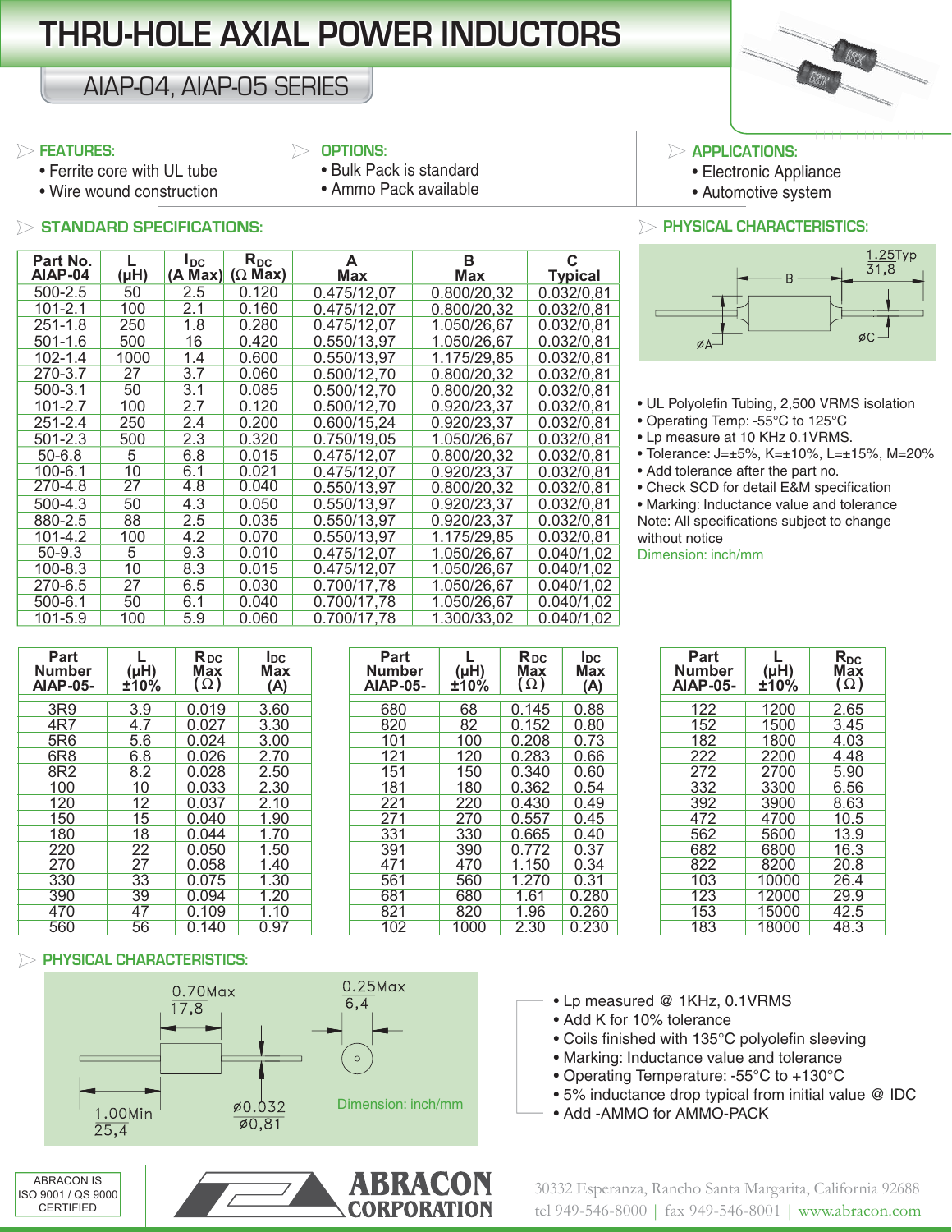# THRU-HOLE AXIAL POWER INDUCTORS

## AIAP-04, AIAP-05 SERIES

### FEATURES:
- Ferrite core with UL tube
- Wire wound construction

### OPTIONS:
- Bulk Pack is standard
- Ammo Pack available

### APPLICATIONS:
- Electronic Appliance
- Automotive system

### STANDARD SPECIFICATIONS:

| Part No. AIAP-04 | L (μH) | $I_{DC}$ (A Max) | $R_{DC}$ (Ω Max) | A Max | B Max | C Typical |
|---|---|---|---|---|---|---|
| 500-2.5 | 50 | 2.5 | 0.120 | 0.475/12,07 | 0.800/20,32 | 0.032/0,81 |
| 101-2.1 | 100 | 2.1 | 0.160 | 0.475/12,07 | 0.800/20,32 | 0.032/0,81 |
| 251-1.8 | 250 | 1.8 | 0.280 | 0.475/12,07 | 1.050/26,67 | 0.032/0,81 |
| 501-1.6 | 500 | 16 | 0.420 | 0.550/13,97 | 1.050/26,67 | 0.032/0,81 |
| 102-1.4 | 1000 | 1.4 | 0.600 | 0.550/13,97 | 1.175/29,85 | 0.032/0,81 |
| 270-3.7 | 27 | 3.7 | 0.060 | 0.500/12,70 | 0.800/20,32 | 0.032/0,81 |
| 500-3.1 | 50 | 3.1 | 0.085 | 0.500/12,70 | 0.800/20,32 | 0.032/0,81 |
| 101-2.7 | 100 | 2.7 | 0.120 | 0.500/12,70 | 0.920/23,37 | 0.032/0,81 |
| 251-2.4 | 250 | 2.4 | 0.200 | 0.600/15,24 | 0.920/23,37 | 0.032/0,81 |
| 501-2.3 | 500 | 2.3 | 0.320 | 0.750/19,05 | 1.050/26,67 | 0.032/0,81 |
| 50-6.8 | 5 | 6.8 | 0.015 | 0.475/12,07 | 0.800/20,32 | 0.032/0,81 |
| 100-6.1 | 10 | 6.1 | 0.021 | 0.475/12,07 | 0.920/23,37 | 0.032/0,81 |
| 270-4.8 | 27 | 4.8 | 0.040 | 0.550/13,97 | 0.800/20,32 | 0.032/0,81 |
| 500-4.3 | 50 | 4.3 | 0.050 | 0.550/13,97 | 0.920/23,37 | 0.032/0,81 |
| 880-2.5 | 88 | 2.5 | 0.035 | 0.550/13,97 | 0.920/23,37 | 0.032/0,81 |
| 101-4.2 | 100 | 4.2 | 0.070 | 0.550/13,97 | 1.175/29,85 | 0.032/0,81 |
| 50-9.3 | 5 | 9.3 | 0.010 | 0.475/12,07 | 1.050/26,67 | 0.040/1,02 |
| 100-8.3 | 10 | 8.3 | 0.015 | 0.475/12,07 | 1.050/26,67 | 0.040/1,02 |
| 270-6.5 | 27 | 6.5 | 0.030 | 0.700/17,78 | 1.050/26,67 | 0.040/1,02 |
| 500-6.1 | 50 | 6.1 | 0.040 | 0.700/17,78 | 1.050/26,67 | 0.040/1,02 |
| 101-5.9 | 100 | 5.9 | 0.060 | 0.700/17,78 | 1.300/33,02 | 0.040/1,02 |

### PHYSICAL CHARACTERISTICS:

B, 1.25Typ / 31,8, ØA, ØC

- UL Polyolefin Tubing, 2,500 VRMS isolation
- Operating Temp: -55°C to 125°C
- Lp measure at 10 KHz 0.1VRMS.
- Tolerance: J=±5%, K=±10%, L=±15%, M=20%
- Add tolerance after the part no.
- Check SCD for detail E&M specification
- Marking: Inductance value and tolerance

Note: All specifications subject to change without notice

Dimension: inch/mm

| Part Number AIAP-05- | L (μH) ±10% | $R_{DC}$ Max (Ω) | $I_{DC}$ Max (A) |
|---|---|---|---|
| 3R9 | 3.9 | 0.019 | 3.60 |
| 4R7 | 4.7 | 0.027 | 3.30 |
| 5R6 | 5.6 | 0.024 | 3.00 |
| 6R8 | 6.8 | 0.026 | 2.70 |
| 8R2 | 8.2 | 0.028 | 2.50 |
| 100 | 10 | 0.033 | 2.30 |
| 120 | 12 | 0.037 | 2.10 |
| 150 | 15 | 0.040 | 1.90 |
| 180 | 18 | 0.044 | 1.70 |
| 220 | 22 | 0.050 | 1.50 |
| 270 | 27 | 0.058 | 1.40 |
| 330 | 33 | 0.075 | 1.30 |
| 390 | 39 | 0.094 | 1.20 |
| 470 | 47 | 0.109 | 1.10 |
| 560 | 56 | 0.140 | 0.97 |

| Part Number AIAP-05- | L (μH) ±10% | $R_{DC}$ Max (Ω) | $I_{DC}$ Max (A) |
|---|---|---|---|
| 680 | 68 | 0.145 | 0.88 |
| 820 | 82 | 0.152 | 0.80 |
| 101 | 100 | 0.208 | 0.73 |
| 121 | 120 | 0.283 | 0.66 |
| 151 | 150 | 0.340 | 0.60 |
| 181 | 180 | 0.362 | 0.54 |
| 221 | 220 | 0.430 | 0.49 |
| 271 | 270 | 0.557 | 0.45 |
| 331 | 330 | 0.665 | 0.40 |
| 391 | 390 | 0.772 | 0.37 |
| 471 | 470 | 1.150 | 0.34 |
| 561 | 560 | 1.270 | 0.31 |
| 681 | 680 | 1.61 | 0.280 |
| 821 | 820 | 1.96 | 0.260 |
| 102 | 1000 | 2.30 | 0.230 |

| Part Number AIAP-05- | L (μH) ±10% | $R_{DC}$ Max (Ω) |
|---|---|---|
| 122 | 1200 | 2.65 |
| 152 | 1500 | 3.45 |
| 182 | 1800 | 4.03 |
| 222 | 2200 | 4.48 |
| 272 | 2700 | 5.90 |
| 332 | 3300 | 6.56 |
| 392 | 3900 | 8.63 |
| 472 | 4700 | 10.5 |
| 562 | 5600 | 13.9 |
| 682 | 6800 | 16.3 |
| 822 | 8200 | 20.8 |
| 103 | 10000 | 26.4 |
| 123 | 12000 | 29.9 |
| 153 | 15000 | 42.5 |
| 183 | 18000 | 48.3 |

### PHYSICAL CHARACTERISTICS:

0.70Max / 17,8; 0.25Max / 6,4; 1.00Min / 25,4; ø0.032 / ø0,81

Dimension: inch/mm

- Lp measured @ 1KHz, 0.1VRMS
- Add K for 10% tolerance
- Coils finished with 135°C polyolefin sleeving
- Marking: Inductance value and tolerance
- Operating Temperature: -55°C to +130°C
- 5% inductance drop typical from initial value @ IDC
- Add -AMMO for AMMO-PACK

ABRACON IS ISO 9001 / QS 9000 CERTIFIED

ABRACON CORPORATION

30332 Esperanza, Rancho Santa Margarita, California 92688
tel 949-546-8000 | fax 949-546-8001 | www.abracon.com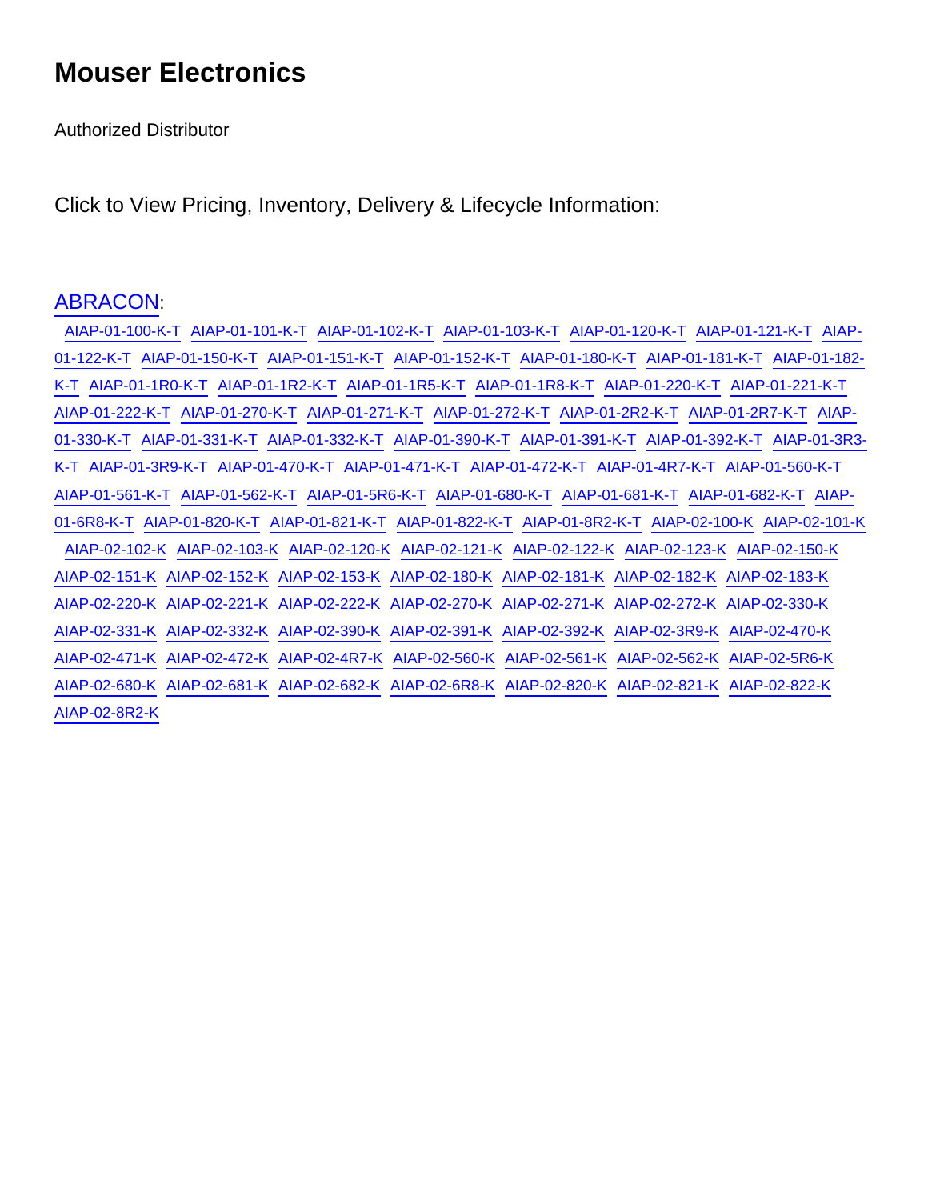# Mouser Electronics

Authorized Distributor

Click to View Pricing, Inventory, Delivery & Lifecycle Information:

ABRACON:

AIAP-01-100-K-T AIAP-01-101-K-T AIAP-01-102-K-T AIAP-01-103-K-T AIAP-01-120-K-T AIAP-01-121-K-T AIAP-01-122-K-T AIAP-01-150-K-T AIAP-01-151-K-T AIAP-01-152-K-T AIAP-01-180-K-T AIAP-01-181-K-T AIAP-01-182-K-T AIAP-01-1R0-K-T AIAP-01-1R2-K-T AIAP-01-1R5-K-T AIAP-01-1R8-K-T AIAP-01-220-K-T AIAP-01-221-K-T AIAP-01-222-K-T AIAP-01-270-K-T AIAP-01-271-K-T AIAP-01-272-K-T AIAP-01-2R2-K-T AIAP-01-2R7-K-T AIAP-01-330-K-T AIAP-01-331-K-T AIAP-01-332-K-T AIAP-01-390-K-T AIAP-01-391-K-T AIAP-01-392-K-T AIAP-01-3R3-K-T AIAP-01-3R9-K-T AIAP-01-470-K-T AIAP-01-471-K-T AIAP-01-472-K-T AIAP-01-4R7-K-T AIAP-01-560-K-T AIAP-01-561-K-T AIAP-01-562-K-T AIAP-01-5R6-K-T AIAP-01-680-K-T AIAP-01-681-K-T AIAP-01-682-K-T AIAP-01-6R8-K-T AIAP-01-820-K-T AIAP-01-821-K-T AIAP-01-822-K-T AIAP-01-8R2-K-T AIAP-02-100-K AIAP-02-101-K AIAP-02-102-K AIAP-02-103-K AIAP-02-120-K AIAP-02-121-K AIAP-02-122-K AIAP-02-123-K AIAP-02-150-K AIAP-02-151-K AIAP-02-152-K AIAP-02-153-K AIAP-02-180-K AIAP-02-181-K AIAP-02-182-K AIAP-02-183-K AIAP-02-220-K AIAP-02-221-K AIAP-02-222-K AIAP-02-270-K AIAP-02-271-K AIAP-02-272-K AIAP-02-330-K AIAP-02-331-K AIAP-02-332-K AIAP-02-390-K AIAP-02-391-K AIAP-02-392-K AIAP-02-3R9-K AIAP-02-470-K AIAP-02-471-K AIAP-02-472-K AIAP-02-4R7-K AIAP-02-560-K AIAP-02-561-K AIAP-02-562-K AIAP-02-5R6-K AIAP-02-680-K AIAP-02-681-K AIAP-02-682-K AIAP-02-6R8-K AIAP-02-820-K AIAP-02-821-K AIAP-02-822-K AIAP-02-8R2-K